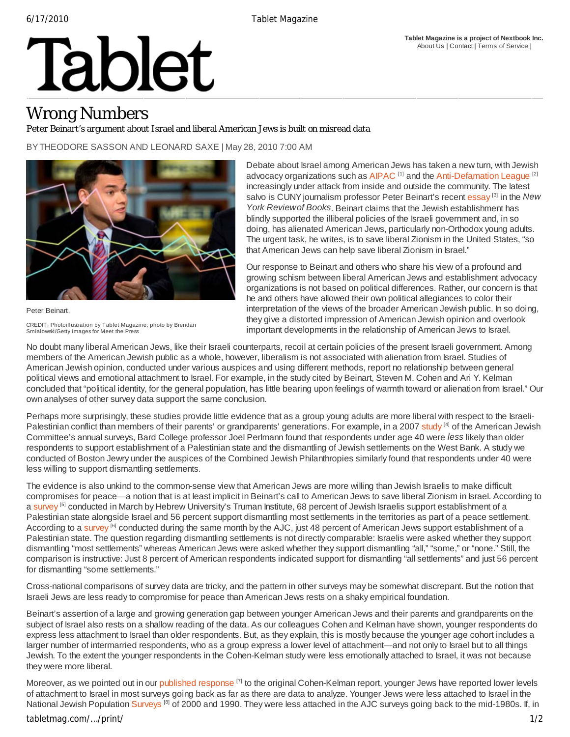Tablet Magazine is a project of Nextbook Inc.
About Us | Contact | Terms of Service |

# Tablet

## Wrong Numbers

Peter Beinart's argument about Israel and liberal American Jews is built on misread data

BY THEODORE SASSON AND LEONARD SAXE | May 28, 2010 7:00 AM

Peter Beinart.

CREDIT: Photoillustration by Tablet Magazine; photo by Brendan Smialowski/Getty Images for Meet the Press

Debate about Israel among American Jews has taken a new turn, with Jewish advocacy organizations such as AIPAC [1] and the Anti-Defamation League [2] increasingly under attack from inside and outside the community. The latest salvo is CUNY journalism professor Peter Beinart's recent essay [3] in the *New York Review of Books*. Beinart claims that the Jewish establishment has blindly supported the illiberal policies of the Israeli government and, in so doing, has alienated American Jews, particularly non-Orthodox young adults. The urgent task, he writes, is to save liberal Zionism in the United States, "so that American Jews can help save liberal Zionism in Israel."

Our response to Beinart and others who share his view of a profound and growing schism between liberal American Jews and establishment advocacy organizations is not based on political differences. Rather, our concern is that he and others have allowed their own political allegiances to color their interpretation of the views of the broader American Jewish public. In so doing, they give a distorted impression of American Jewish opinion and overlook important developments in the relationship of American Jews to Israel.

No doubt many liberal American Jews, like their Israeli counterparts, recoil at certain policies of the present Israeli government. Among members of the American Jewish public as a whole, however, liberalism is not associated with alienation from Israel. Studies of American Jewish opinion, conducted under various auspices and using different methods, report no relationship between general political views and emotional attachment to Israel. For example, in the study cited by Beinart, Steven M. Cohen and Ari Y. Kelman concluded that "political identity, for the general population, has little bearing upon feelings of warmth toward or alienation from Israel." Our own analyses of other survey data support the same conclusion.

Perhaps more surprisingly, these studies provide little evidence that as a group young adults are more liberal with respect to the Israeli-Palestinian conflict than members of their parents' or grandparents' generations. For example, in a 2007 study [4] of the American Jewish Committee's annual surveys, Bard College professor Joel Perlmann found that respondents under age 40 were *less* likely than older respondents to support establishment of a Palestinian state and the dismantling of Jewish settlements on the West Bank. A study we conducted of Boston Jewry under the auspices of the Combined Jewish Philanthropies similarly found that respondents under 40 were less willing to support dismantling settlements.

The evidence is also unkind to the common-sense view that American Jews are more willing than Jewish Israelis to make difficult compromises for peace—a notion that is at least implicit in Beinart's call to American Jews to save liberal Zionism in Israel. According to a survey [5] conducted in March by Hebrew University's Truman Institute, 68 percent of Jewish Israelis support establishment of a Palestinian state alongside Israel and 56 percent support dismantling most settlements in the territories as part of a peace settlement. According to a survey [6] conducted during the same month by the AJC, just 48 percent of American Jews support establishment of a Palestinian state. The question regarding dismantling settlements is not directly comparable: Israelis were asked whether they support dismantling "most settlements" whereas American Jews were asked whether they support dismantling "all," "some," or "none." Still, the comparison is instructive: Just 8 percent of American respondents indicated support for dismantling "all settlements" and just 56 percent for dismantling "some settlements."

Cross-national comparisons of survey data are tricky, and the pattern in other surveys may be somewhat discrepant. But the notion that Israeli Jews are less ready to compromise for peace than American Jews rests on a shaky empirical foundation.

Beinart's assertion of a large and growing generation gap between younger American Jews and their parents and grandparents on the subject of Israel also rests on a shallow reading of the data. As our colleagues Cohen and Kelman have shown, younger respondents do express less attachment to Israel than older respondents. But, as they explain, this is mostly because the younger age cohort includes a larger number of intermarried respondents, who as a group express a lower level of attachment—and not only to Israel but to all things Jewish. To the extent the younger respondents in the Cohen-Kelman study were less emotionally attached to Israel, it was not because they were more liberal.

Moreover, as we pointed out in our published response [7] to the original Cohen-Kelman report, younger Jews have reported lower levels of attachment to Israel in most surveys going back as far as there are data to analyze. Younger Jews were less attached to Israel in the National Jewish Population Surveys [8] of 2000 and 1990. They were less attached in the AJC surveys going back to the mid-1980s. If, in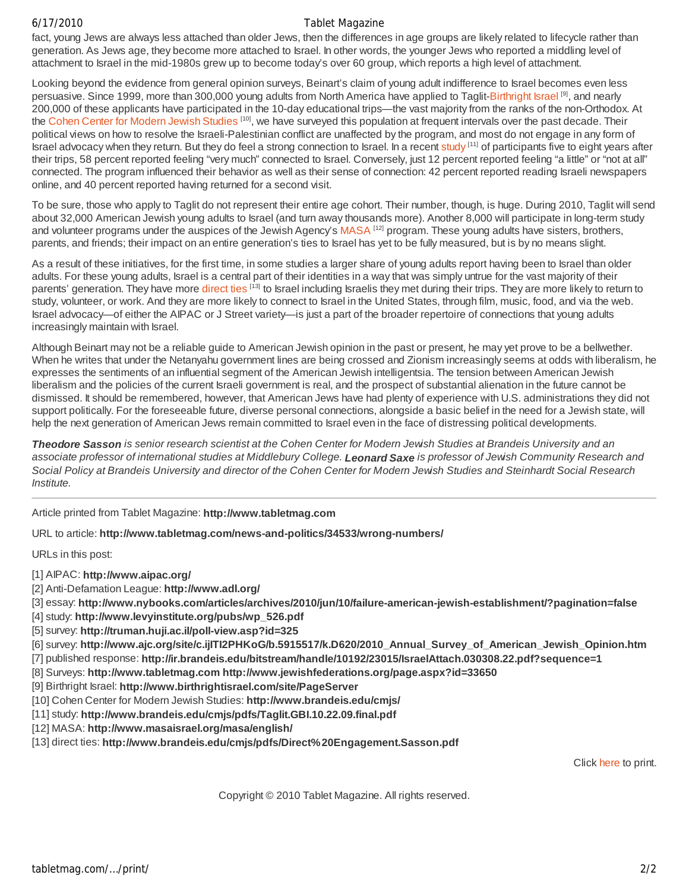fact, young Jews are always less attached than older Jews, then the differences in age groups are likely related to lifecycle rather than generation. As Jews age, they become more attached to Israel. In other words, the younger Jews who reported a middling level of attachment to Israel in the mid-1980s grew up to become today's over 60 group, which reports a high level of attachment.

Looking beyond the evidence from general opinion surveys, Beinart's claim of young adult indifference to Israel becomes even less persuasive. Since 1999, more than 300,000 young adults from North America have applied to Taglit-Birthright Israel [9], and nearly 200,000 of these applicants have participated in the 10-day educational trips—the vast majority from the ranks of the non-Orthodox. At the Cohen Center for Modern Jewish Studies [10], we have surveyed this population at frequent intervals over the past decade. Their political views on how to resolve the Israeli-Palestinian conflict are unaffected by the program, and most do not engage in any form of Israel advocacy when they return. But they do feel a strong connection to Israel. In a recent study [11] of participants five to eight years after their trips, 58 percent reported feeling "very much" connected to Israel. Conversely, just 12 percent reported feeling "a little" or "not at all" connected. The program influenced their behavior as well as their sense of connection: 42 percent reported reading Israeli newspapers online, and 40 percent reported having returned for a second visit.

To be sure, those who apply to Taglit do not represent their entire age cohort. Their number, though, is huge. During 2010, Taglit will send about 32,000 American Jewish young adults to Israel (and turn away thousands more). Another 8,000 will participate in long-term study and volunteer programs under the auspices of the Jewish Agency's MASA [12] program. These young adults have sisters, brothers, parents, and friends; their impact on an entire generation's ties to Israel has yet to be fully measured, but is by no means slight.

As a result of these initiatives, for the first time, in some studies a larger share of young adults report having been to Israel than older adults. For these young adults, Israel is a central part of their identities in a way that was simply untrue for the vast majority of their parents' generation. They have more direct ties [13] to Israel including Israelis they met during their trips. They are more likely to return to study, volunteer, or work. And they are more likely to connect to Israel in the United States, through film, music, food, and via the web. Israel advocacy—of either the AIPAC or J Street variety—is just a part of the broader repertoire of connections that young adults increasingly maintain with Israel.

Although Beinart may not be a reliable guide to American Jewish opinion in the past or present, he may yet prove to be a bellwether. When he writes that under the Netanyahu government lines are being crossed and Zionism increasingly seems at odds with liberalism, he expresses the sentiments of an influential segment of the American Jewish intelligentsia. The tension between American Jewish liberalism and the policies of the current Israeli government is real, and the prospect of substantial alienation in the future cannot be dismissed. It should be remembered, however, that American Jews have had plenty of experience with U.S. administrations they did not support politically. For the foreseeable future, diverse personal connections, alongside a basic belief in the need for a Jewish state, will help the next generation of American Jews remain committed to Israel even in the face of distressing political developments.

***Theodore Sasson*** *is senior research scientist at the Cohen Center for Modern Jewish Studies at Brandeis University and an associate professor of international studies at Middlebury College.* ***Leonard Saxe*** *is professor of Jewish Community Research and Social Policy at Brandeis University and director of the Cohen Center for Modern Jewish Studies and Steinhardt Social Research Institute.*

---

Article printed from Tablet Magazine: **http://www.tabletmag.com**

URL to article: **http://www.tabletmag.com/news-and-politics/34533/wrong-numbers/**

URLs in this post:

[1] AIPAC: **http://www.aipac.org/**
[2] Anti-Defamation League: **http://www.adl.org/**
[3] essay: **http://www.nybooks.com/articles/archives/2010/jun/10/failure-american-jewish-establishment/?pagination=false**
[4] study: **http://www.levyinstitute.org/pubs/wp_526.pdf**
[5] survey: **http://truman.huji.ac.il/poll-view.asp?id=325**
[6] survey: **http://www.ajc.org/site/c.ijITI2PHKoG/b.5915517/k.D620/2010_Annual_Survey_of_American_Jewish_Opinion.htm**
[7] published response: **http://ir.brandeis.edu/bitstream/handle/10192/23015/IsraelAttach.030308.22.pdf?sequence=1**
[8] Surveys: **http://www.tabletmag.com http://www.jewishfederations.org/page.aspx?id=33650**
[9] Birthright Israel: **http://www.birthrightisrael.com/site/PageServer**
[10] Cohen Center for Modern Jewish Studies: **http://www.brandeis.edu/cmjs/**
[11] study: **http://www.brandeis.edu/cmjs/pdfs/Taglit.GBI.10.22.09.final.pdf**
[12] MASA: **http://www.masaisrael.org/masa/english/**
[13] direct ties: **http://www.brandeis.edu/cmjs/pdfs/Direct%20Engagement.Sasson.pdf**

Click here to print.

Copyright © 2010 Tablet Magazine. All rights reserved.